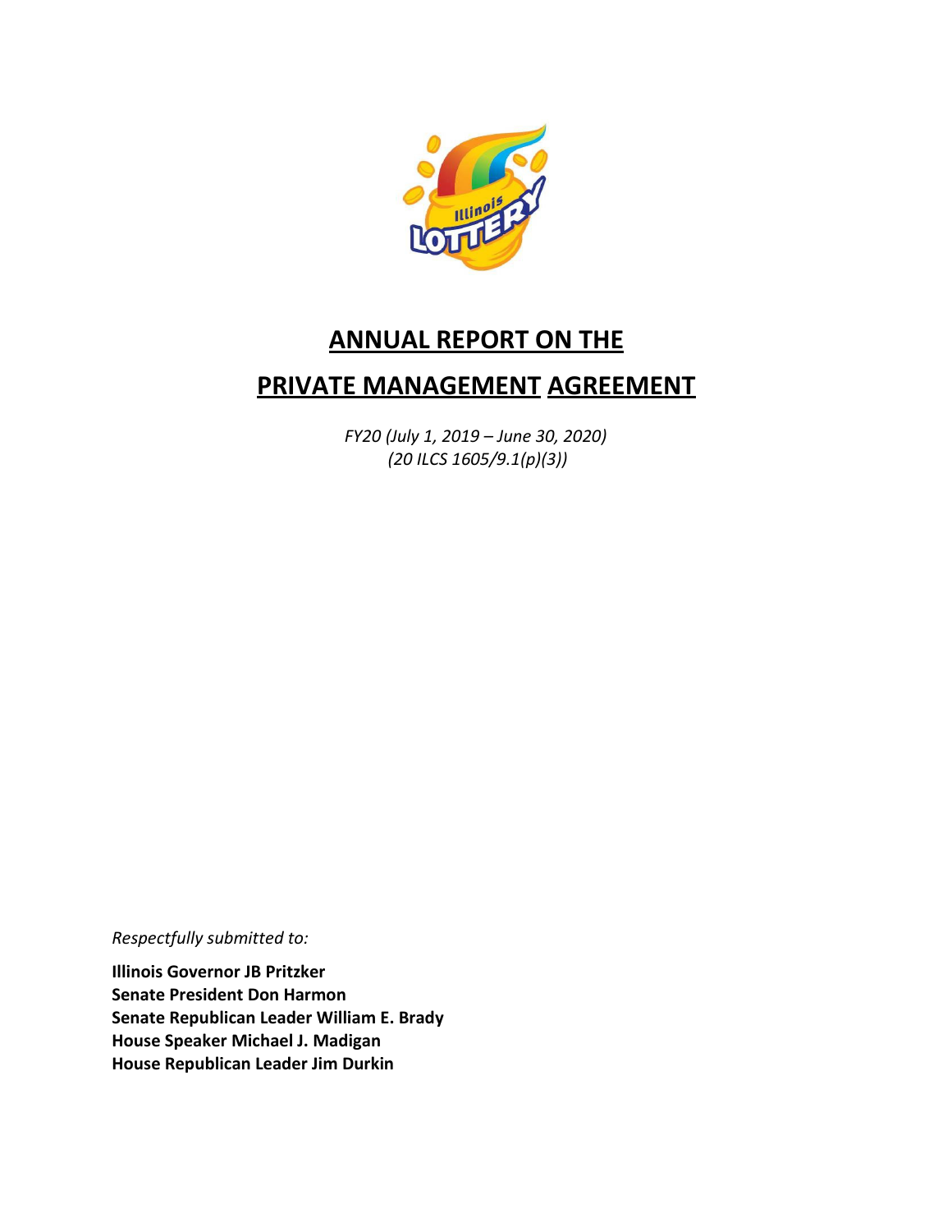# ANNUAL REPORT ON THE

# PRIVATE MANAGEMENT AGREEMENT

*FY20 (July 1, 2019 – June 30, 2020)*
*(20 ILCS 1605/9.1(p)(3))*

*Respectfully submitted to:*

**Illinois Governor JB Pritzker**
**Senate President Don Harmon**
**Senate Republican Leader William E. Brady**
**House Speaker Michael J. Madigan**
**House Republican Leader Jim Durkin**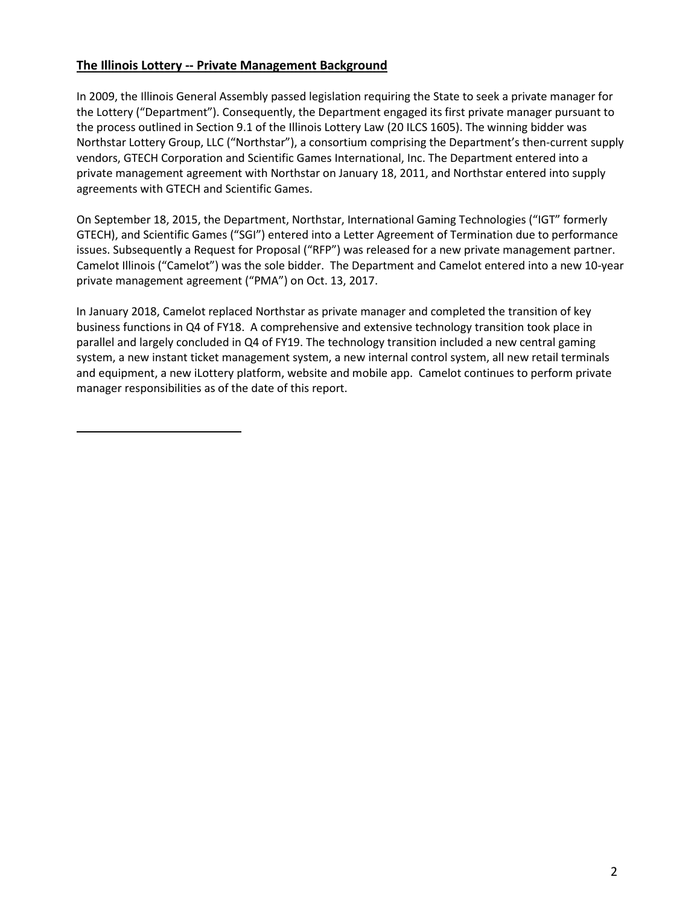## The Illinois Lottery -- Private Management Background

In 2009, the Illinois General Assembly passed legislation requiring the State to seek a private manager for the Lottery ("Department"). Consequently, the Department engaged its first private manager pursuant to the process outlined in Section 9.1 of the Illinois Lottery Law (20 ILCS 1605). The winning bidder was Northstar Lottery Group, LLC ("Northstar"), a consortium comprising the Department's then-current supply vendors, GTECH Corporation and Scientific Games International, Inc. The Department entered into a private management agreement with Northstar on January 18, 2011, and Northstar entered into supply agreements with GTECH and Scientific Games.

On September 18, 2015, the Department, Northstar, International Gaming Technologies ("IGT" formerly GTECH), and Scientific Games ("SGI") entered into a Letter Agreement of Termination due to performance issues. Subsequently a Request for Proposal ("RFP") was released for a new private management partner. Camelot Illinois ("Camelot") was the sole bidder. The Department and Camelot entered into a new 10-year private management agreement ("PMA") on Oct. 13, 2017.

In January 2018, Camelot replaced Northstar as private manager and completed the transition of key business functions in Q4 of FY18. A comprehensive and extensive technology transition took place in parallel and largely concluded in Q4 of FY19. The technology transition included a new central gaming system, a new instant ticket management system, a new internal control system, all new retail terminals and equipment, a new iLottery platform, website and mobile app. Camelot continues to perform private manager responsibilities as of the date of this report.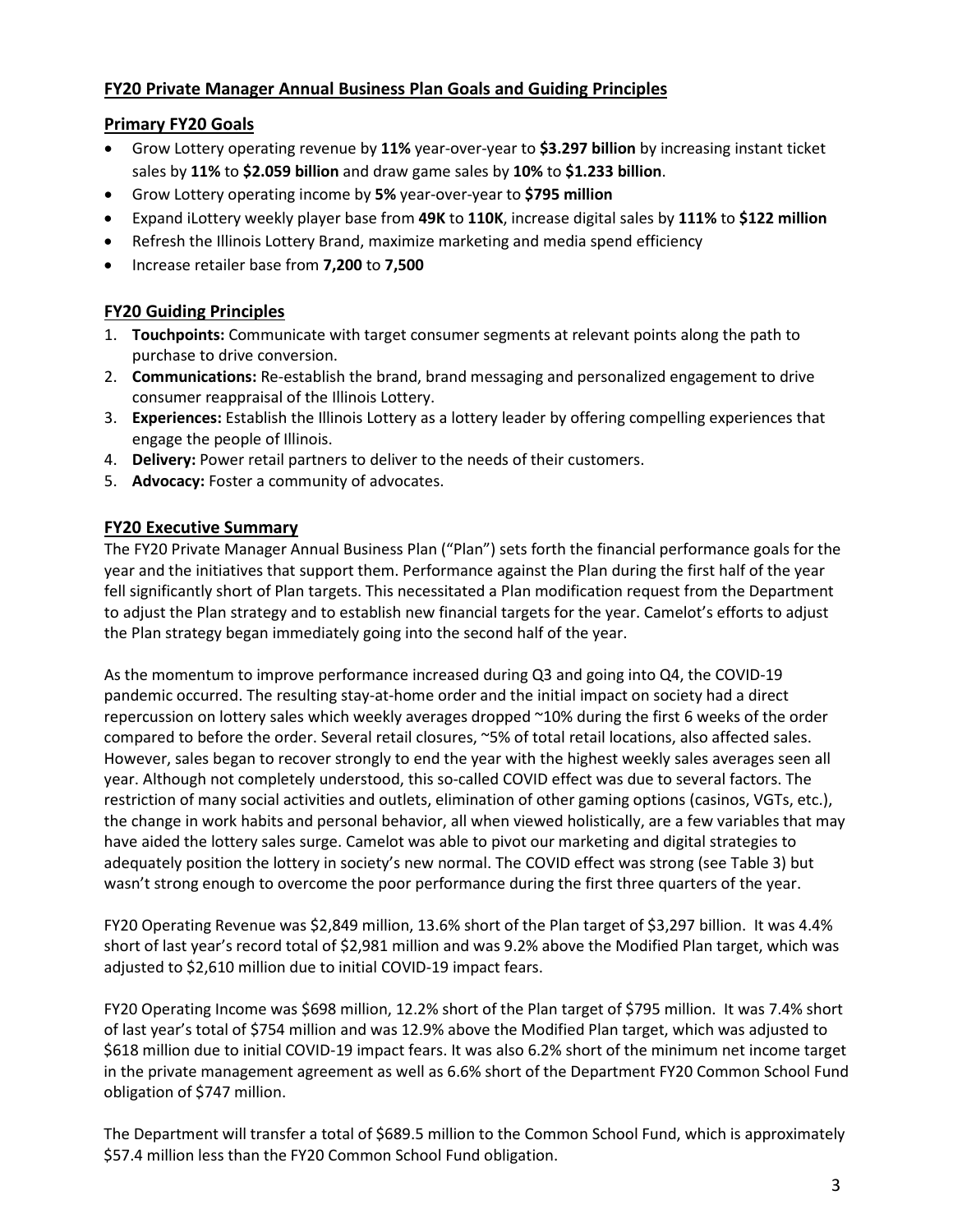## FY20 Private Manager Annual Business Plan Goals and Guiding Principles

### Primary FY20 Goals

- Grow Lottery operating revenue by **11%** year-over-year to **$3.297 billion** by increasing instant ticket sales by **11%** to **$2.059 billion** and draw game sales by **10%** to **$1.233 billion**.
- Grow Lottery operating income by **5%** year-over-year to **$795 million**
- Expand iLottery weekly player base from **49K** to **110K**, increase digital sales by **111%** to **$122 million**
- Refresh the Illinois Lottery Brand, maximize marketing and media spend efficiency
- Increase retailer base from **7,200** to **7,500**

### FY20 Guiding Principles

1. **Touchpoints:** Communicate with target consumer segments at relevant points along the path to purchase to drive conversion.
2. **Communications:** Re-establish the brand, brand messaging and personalized engagement to drive consumer reappraisal of the Illinois Lottery.
3. **Experiences:** Establish the Illinois Lottery as a lottery leader by offering compelling experiences that engage the people of Illinois.
4. **Delivery:** Power retail partners to deliver to the needs of their customers.
5. **Advocacy:** Foster a community of advocates.

### FY20 Executive Summary

The FY20 Private Manager Annual Business Plan ("Plan") sets forth the financial performance goals for the year and the initiatives that support them. Performance against the Plan during the first half of the year fell significantly short of Plan targets. This necessitated a Plan modification request from the Department to adjust the Plan strategy and to establish new financial targets for the year. Camelot's efforts to adjust the Plan strategy began immediately going into the second half of the year.

As the momentum to improve performance increased during Q3 and going into Q4, the COVID-19 pandemic occurred. The resulting stay-at-home order and the initial impact on society had a direct repercussion on lottery sales which weekly averages dropped ~10% during the first 6 weeks of the order compared to before the order. Several retail closures, ~5% of total retail locations, also affected sales. However, sales began to recover strongly to end the year with the highest weekly sales averages seen all year. Although not completely understood, this so-called COVID effect was due to several factors. The restriction of many social activities and outlets, elimination of other gaming options (casinos, VGTs, etc.), the change in work habits and personal behavior, all when viewed holistically, are a few variables that may have aided the lottery sales surge. Camelot was able to pivot our marketing and digital strategies to adequately position the lottery in society's new normal. The COVID effect was strong (see Table 3) but wasn't strong enough to overcome the poor performance during the first three quarters of the year.

FY20 Operating Revenue was $2,849 million, 13.6% short of the Plan target of $3,297 billion. It was 4.4% short of last year's record total of $2,981 million and was 9.2% above the Modified Plan target, which was adjusted to $2,610 million due to initial COVID-19 impact fears.

FY20 Operating Income was $698 million, 12.2% short of the Plan target of $795 million. It was 7.4% short of last year's total of $754 million and was 12.9% above the Modified Plan target, which was adjusted to $618 million due to initial COVID-19 impact fears. It was also 6.2% short of the minimum net income target in the private management agreement as well as 6.6% short of the Department FY20 Common School Fund obligation of $747 million.

The Department will transfer a total of $689.5 million to the Common School Fund, which is approximately $57.4 million less than the FY20 Common School Fund obligation.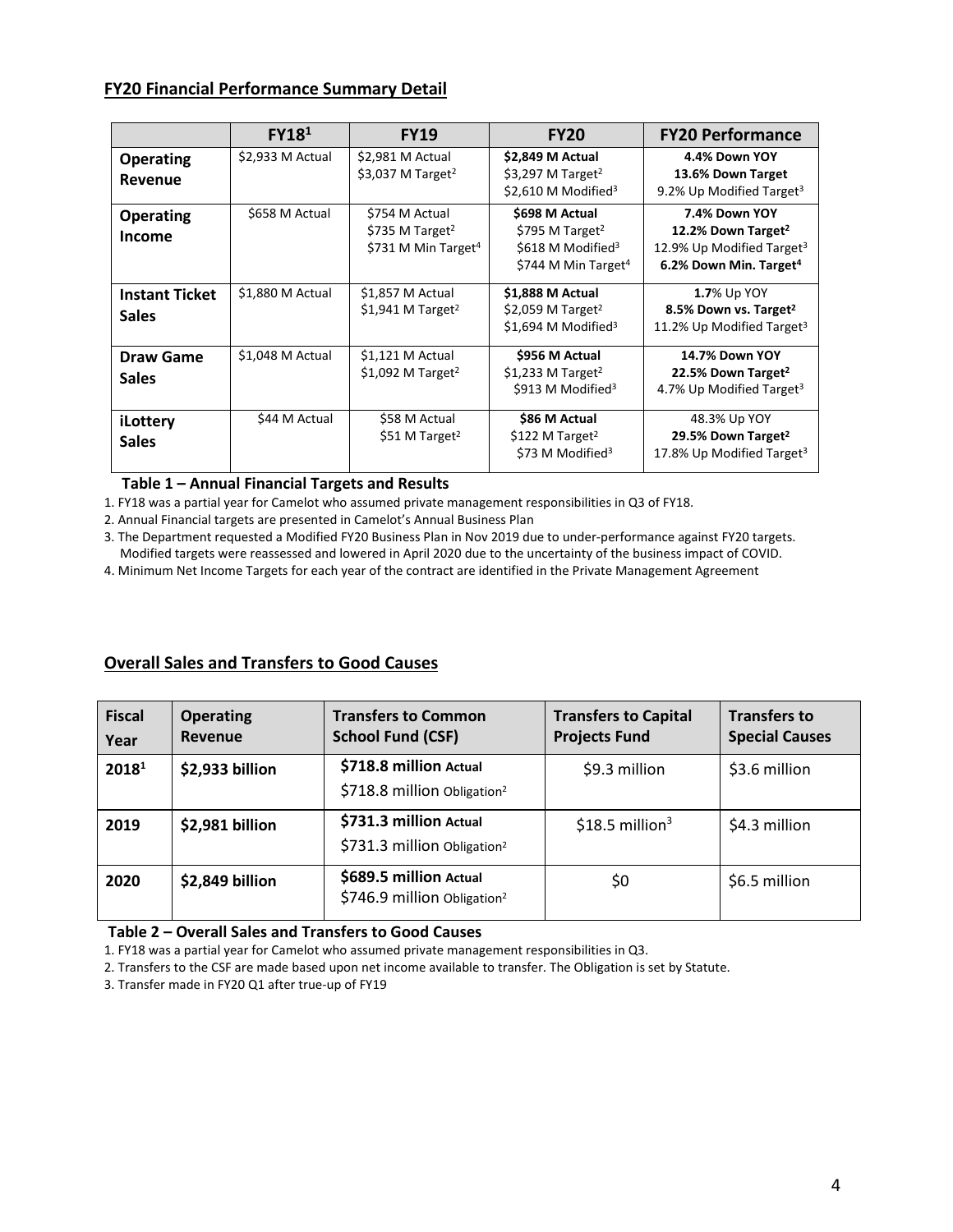## FY20 Financial Performance Summary Detail

| | FY18[1] | FY19 | FY20 | FY20 Performance |
|---|---|---|---|---|
| **Operating Revenue** | $2,933 M Actual | $2,981 M Actual<br>$3,037 M Target[2] | **$2,849 M Actual**<br>$3,297 M Target[2]<br>$2,610 M Modified[3] | **4.4% Down YOY**<br>**13.6% Down Target**<br>9.2% Up Modified Target[3] |
| **Operating Income** | $658 M Actual | $754 M Actual<br>$735 M Target[2]<br>$731 M Min Target[4] | **$698 M Actual**<br>$795 M Target[2]<br>$618 M Modified[3]<br>$744 M Min Target[4] | **7.4% Down YOY**<br>**12.2% Down Target[2]**<br>12.9% Up Modified Target[3]<br>**6.2% Down Min. Target[4]** |
| **Instant Ticket Sales** | $1,880 M Actual | $1,857 M Actual<br>$1,941 M Target[2] | **$1,888 M Actual**<br>$2,059 M Target[2]<br>$1,694 M Modified[3] | **1.7**% Up YOY<br>**8.5% Down vs. Target[2]**<br>11.2% Up Modified Target[3] |
| **Draw Game Sales** | $1,048 M Actual | $1,121 M Actual<br>$1,092 M Target[2] | **$956 M Actual**<br>$1,233 M Target[2]<br>$913 M Modified[3] | **14.7% Down YOY**<br>**22.5% Down Target[2]**<br>4.7% Up Modified Target[3] |
| **iLottery Sales** | $44 M Actual | $58 M Actual<br>$51 M Target[2] | **$86 M Actual**<br>$122 M Target[2]<br>$73 M Modified[3] | 48.3% Up YOY<br>**29.5% Down Target[2]**<br>17.8% Up Modified Target[3] |

**Table 1 – Annual Financial Targets and Results**

1. FY18 was a partial year for Camelot who assumed private management responsibilities in Q3 of FY18.
2. Annual Financial targets are presented in Camelot's Annual Business Plan
3. The Department requested a Modified FY20 Business Plan in Nov 2019 due to under-performance against FY20 targets. Modified targets were reassessed and lowered in April 2020 due to the uncertainty of the business impact of COVID.
4. Minimum Net Income Targets for each year of the contract are identified in the Private Management Agreement

## Overall Sales and Transfers to Good Causes

| Fiscal Year | Operating Revenue | Transfers to Common School Fund (CSF) | Transfers to Capital Projects Fund | Transfers to Special Causes |
|---|---|---|---|---|
| **2018[1]** | **$2,933 billion** | **$718.8 million Actual**<br>$718.8 million Obligation[2] | $9.3 million | $3.6 million |
| **2019** | **$2,981 billion** | **$731.3 million Actual**<br>$731.3 million Obligation[2] | $18.5 million[3] | $4.3 million |
| **2020** | **$2,849 billion** | **$689.5 million Actual**<br>$746.9 million Obligation[2] | $0 | $6.5 million |

**Table 2 – Overall Sales and Transfers to Good Causes**

1. FY18 was a partial year for Camelot who assumed private management responsibilities in Q3.
2. Transfers to the CSF are made based upon net income available to transfer. The Obligation is set by Statute.
3. Transfer made in FY20 Q1 after true-up of FY19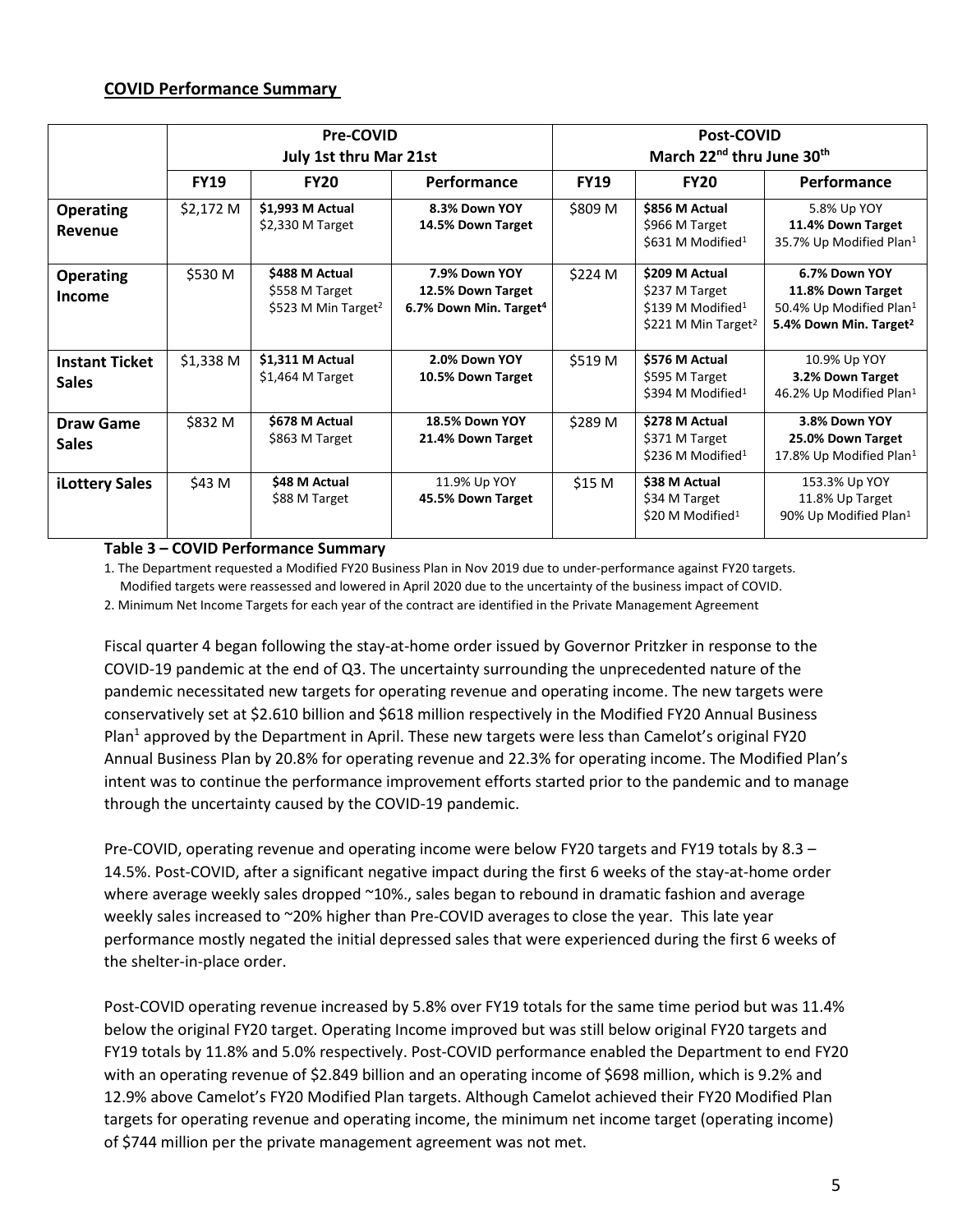## COVID Performance Summary

| | Pre-COVID July 1st thru Mar 21st | | | Post-COVID March 22nd thru June 30th | | |
|---|---|---|---|---|---|---|
| | **FY19** | **FY20** | **Performance** | **FY19** | **FY20** | **Performance** |
| **Operating Revenue** | $2,172 M | **$1,993 M Actual** $2,330 M Target | **8.3% Down YOY** **14.5% Down Target** | $809 M | **$856 M Actual** $966 M Target $631 M Modified[1] | 5.8% Up YOY **11.4% Down Target** 35.7% Up Modified Plan[1] |
| **Operating Income** | $530 M | **$488 M Actual** $558 M Target $523 M Min Target[2] | **7.9% Down YOY** **12.5% Down Target** **6.7% Down Min. Target[4]** | $224 M | **$209 M Actual** $237 M Target $139 M Modified[1] $221 M Min Target[2] | **6.7% Down YOY** **11.8% Down Target** 50.4% Up Modified Plan[1] **5.4% Down Min. Target[2]** |
| **Instant Ticket Sales** | $1,338 M | **$1,311 M Actual** $1,464 M Target | **2.0% Down YOY** **10.5% Down Target** | $519 M | **$576 M Actual** $595 M Target $394 M Modified[1] | 10.9% Up YOY **3.2% Down Target** 46.2% Up Modified Plan[1] |
| **Draw Game Sales** | $832 M | **$678 M Actual** $863 M Target | **18.5% Down YOY** **21.4% Down Target** | $289 M | **$278 M Actual** $371 M Target $236 M Modified[1] | **3.8% Down YOY** **25.0% Down Target** 17.8% Up Modified Plan[1] |
| **iLottery Sales** | $43 M | **$48 M Actual** $88 M Target | 11.9% Up YOY **45.5% Down Target** | $15 M | **$38 M Actual** $34 M Target $20 M Modified[1] | 153.3% Up YOY 11.8% Up Target 90% Up Modified Plan[1] |

**Table 3 – COVID Performance Summary**

1. The Department requested a Modified FY20 Business Plan in Nov 2019 due to under-performance against FY20 targets. Modified targets were reassessed and lowered in April 2020 due to the uncertainty of the business impact of COVID.
2. Minimum Net Income Targets for each year of the contract are identified in the Private Management Agreement

Fiscal quarter 4 began following the stay-at-home order issued by Governor Pritzker in response to the COVID-19 pandemic at the end of Q3. The uncertainty surrounding the unprecedented nature of the pandemic necessitated new targets for operating revenue and operating income. The new targets were conservatively set at $2.610 billion and $618 million respectively in the Modified FY20 Annual Business Plan[1] approved by the Department in April. These new targets were less than Camelot's original FY20 Annual Business Plan by 20.8% for operating revenue and 22.3% for operating income. The Modified Plan's intent was to continue the performance improvement efforts started prior to the pandemic and to manage through the uncertainty caused by the COVID-19 pandemic.

Pre-COVID, operating revenue and operating income were below FY20 targets and FY19 totals by 8.3 – 14.5%. Post-COVID, after a significant negative impact during the first 6 weeks of the stay-at-home order where average weekly sales dropped ~10%., sales began to rebound in dramatic fashion and average weekly sales increased to ~20% higher than Pre-COVID averages to close the year. This late year performance mostly negated the initial depressed sales that were experienced during the first 6 weeks of the shelter-in-place order.

Post-COVID operating revenue increased by 5.8% over FY19 totals for the same time period but was 11.4% below the original FY20 target. Operating Income improved but was still below original FY20 targets and FY19 totals by 11.8% and 5.0% respectively. Post-COVID performance enabled the Department to end FY20 with an operating revenue of $2.849 billion and an operating income of $698 million, which is 9.2% and 12.9% above Camelot's FY20 Modified Plan targets. Although Camelot achieved their FY20 Modified Plan targets for operating revenue and operating income, the minimum net income target (operating income) of $744 million per the private management agreement was not met.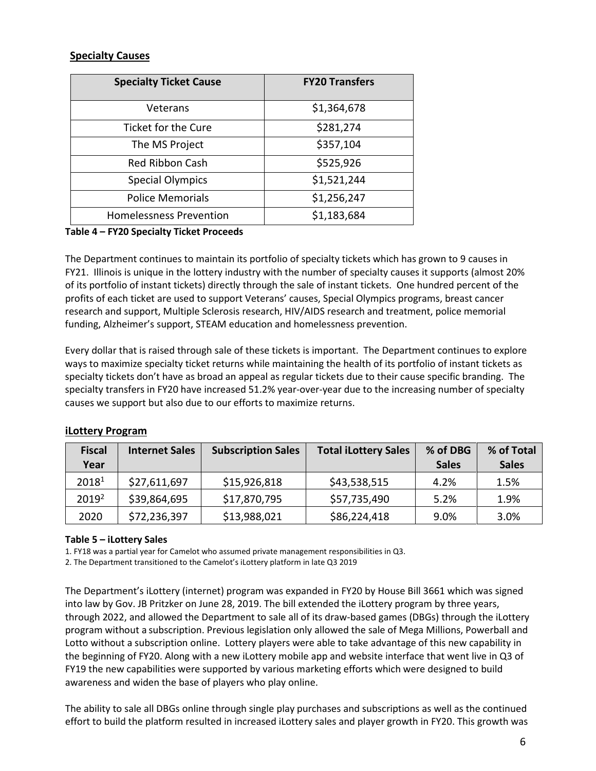## Specialty Causes

| Specialty Ticket Cause | FY20 Transfers |
|---|---|
| Veterans | \$1,364,678 |
| Ticket for the Cure | \$281,274 |
| The MS Project | \$357,104 |
| Red Ribbon Cash | \$525,926 |
| Special Olympics | \$1,521,244 |
| Police Memorials | \$1,256,247 |
| Homelessness Prevention | \$1,183,684 |

**Table 4 – FY20 Specialty Ticket Proceeds**

The Department continues to maintain its portfolio of specialty tickets which has grown to 9 causes in FY21. Illinois is unique in the lottery industry with the number of specialty causes it supports (almost 20% of its portfolio of instant tickets) directly through the sale of instant tickets. One hundred percent of the profits of each ticket are used to support Veterans' causes, Special Olympics programs, breast cancer research and support, Multiple Sclerosis research, HIV/AIDS research and treatment, police memorial funding, Alzheimer's support, STEAM education and homelessness prevention.

Every dollar that is raised through sale of these tickets is important. The Department continues to explore ways to maximize specialty ticket returns while maintaining the health of its portfolio of instant tickets as specialty tickets don't have as broad an appeal as regular tickets due to their cause specific branding. The specialty transfers in FY20 have increased 51.2% year-over-year due to the increasing number of specialty causes we support but also due to our efforts to maximize returns.

## iLottery Program

| Fiscal Year | Internet Sales | Subscription Sales | Total iLottery Sales | % of DBG Sales | % of Total Sales |
|---|---|---|---|---|---|
| 2018[1] | \$27,611,697 | \$15,926,818 | \$43,538,515 | 4.2% | 1.5% |
| 2019[2] | \$39,864,695 | \$17,870,795 | \$57,735,490 | 5.2% | 1.9% |
| 2020 | \$72,236,397 | \$13,988,021 | \$86,224,418 | 9.0% | 3.0% |

**Table 5 – iLottery Sales**

1. FY18 was a partial year for Camelot who assumed private management responsibilities in Q3.
2. The Department transitioned to the Camelot's iLottery platform in late Q3 2019

The Department's iLottery (internet) program was expanded in FY20 by House Bill 3661 which was signed into law by Gov. JB Pritzker on June 28, 2019. The bill extended the iLottery program by three years, through 2022, and allowed the Department to sale all of its draw-based games (DBGs) through the iLottery program without a subscription. Previous legislation only allowed the sale of Mega Millions, Powerball and Lotto without a subscription online. Lottery players were able to take advantage of this new capability in the beginning of FY20. Along with a new iLottery mobile app and website interface that went live in Q3 of FY19 the new capabilities were supported by various marketing efforts which were designed to build awareness and widen the base of players who play online.

The ability to sale all DBGs online through single play purchases and subscriptions as well as the continued effort to build the platform resulted in increased iLottery sales and player growth in FY20. This growth was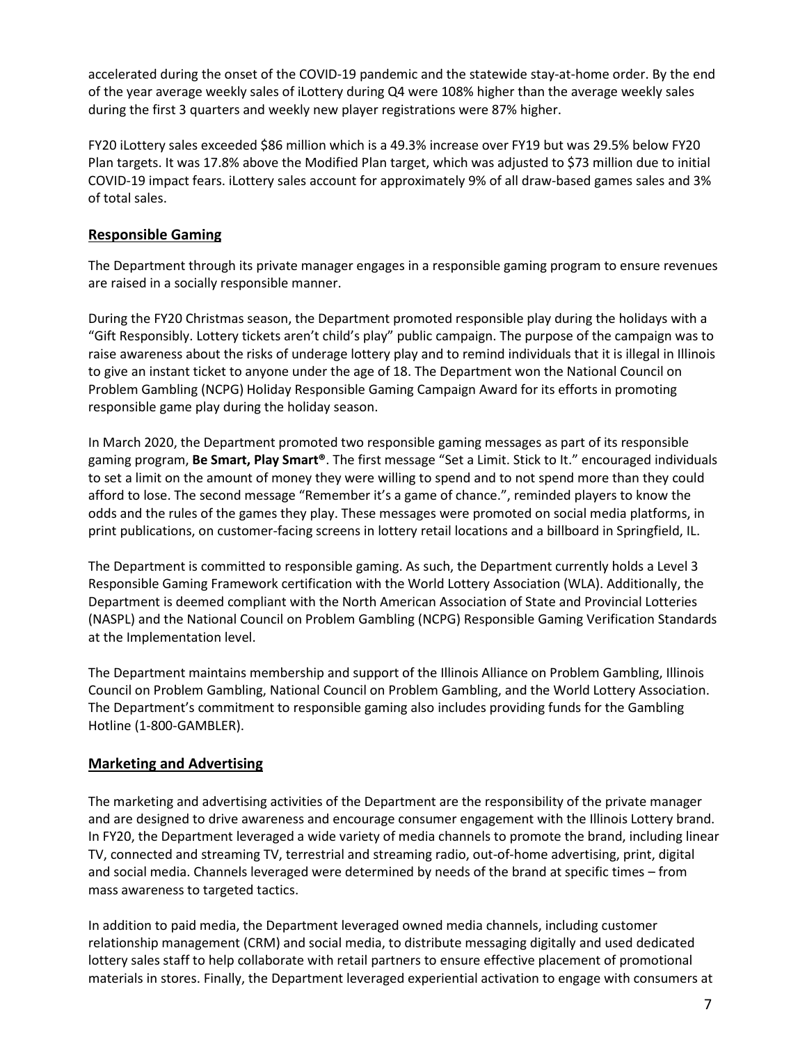accelerated during the onset of the COVID-19 pandemic and the statewide stay-at-home order. By the end of the year average weekly sales of iLottery during Q4 were 108% higher than the average weekly sales during the first 3 quarters and weekly new player registrations were 87% higher.

FY20 iLottery sales exceeded $86 million which is a 49.3% increase over FY19 but was 29.5% below FY20 Plan targets. It was 17.8% above the Modified Plan target, which was adjusted to $73 million due to initial COVID-19 impact fears. iLottery sales account for approximately 9% of all draw-based games sales and 3% of total sales.

## Responsible Gaming

The Department through its private manager engages in a responsible gaming program to ensure revenues are raised in a socially responsible manner.

During the FY20 Christmas season, the Department promoted responsible play during the holidays with a "Gift Responsibly. Lottery tickets aren't child's play" public campaign. The purpose of the campaign was to raise awareness about the risks of underage lottery play and to remind individuals that it is illegal in Illinois to give an instant ticket to anyone under the age of 18. The Department won the National Council on Problem Gambling (NCPG) Holiday Responsible Gaming Campaign Award for its efforts in promoting responsible game play during the holiday season.

In March 2020, the Department promoted two responsible gaming messages as part of its responsible gaming program, **Be Smart, Play Smart®**. The first message "Set a Limit. Stick to It." encouraged individuals to set a limit on the amount of money they were willing to spend and to not spend more than they could afford to lose. The second message "Remember it's a game of chance.", reminded players to know the odds and the rules of the games they play. These messages were promoted on social media platforms, in print publications, on customer-facing screens in lottery retail locations and a billboard in Springfield, IL.

The Department is committed to responsible gaming. As such, the Department currently holds a Level 3 Responsible Gaming Framework certification with the World Lottery Association (WLA). Additionally, the Department is deemed compliant with the North American Association of State and Provincial Lotteries (NASPL) and the National Council on Problem Gambling (NCPG) Responsible Gaming Verification Standards at the Implementation level.

The Department maintains membership and support of the Illinois Alliance on Problem Gambling, Illinois Council on Problem Gambling, National Council on Problem Gambling, and the World Lottery Association. The Department's commitment to responsible gaming also includes providing funds for the Gambling Hotline (1-800-GAMBLER).

## Marketing and Advertising

The marketing and advertising activities of the Department are the responsibility of the private manager and are designed to drive awareness and encourage consumer engagement with the Illinois Lottery brand. In FY20, the Department leveraged a wide variety of media channels to promote the brand, including linear TV, connected and streaming TV, terrestrial and streaming radio, out-of-home advertising, print, digital and social media. Channels leveraged were determined by needs of the brand at specific times – from mass awareness to targeted tactics.

In addition to paid media, the Department leveraged owned media channels, including customer relationship management (CRM) and social media, to distribute messaging digitally and used dedicated lottery sales staff to help collaborate with retail partners to ensure effective placement of promotional materials in stores. Finally, the Department leveraged experiential activation to engage with consumers at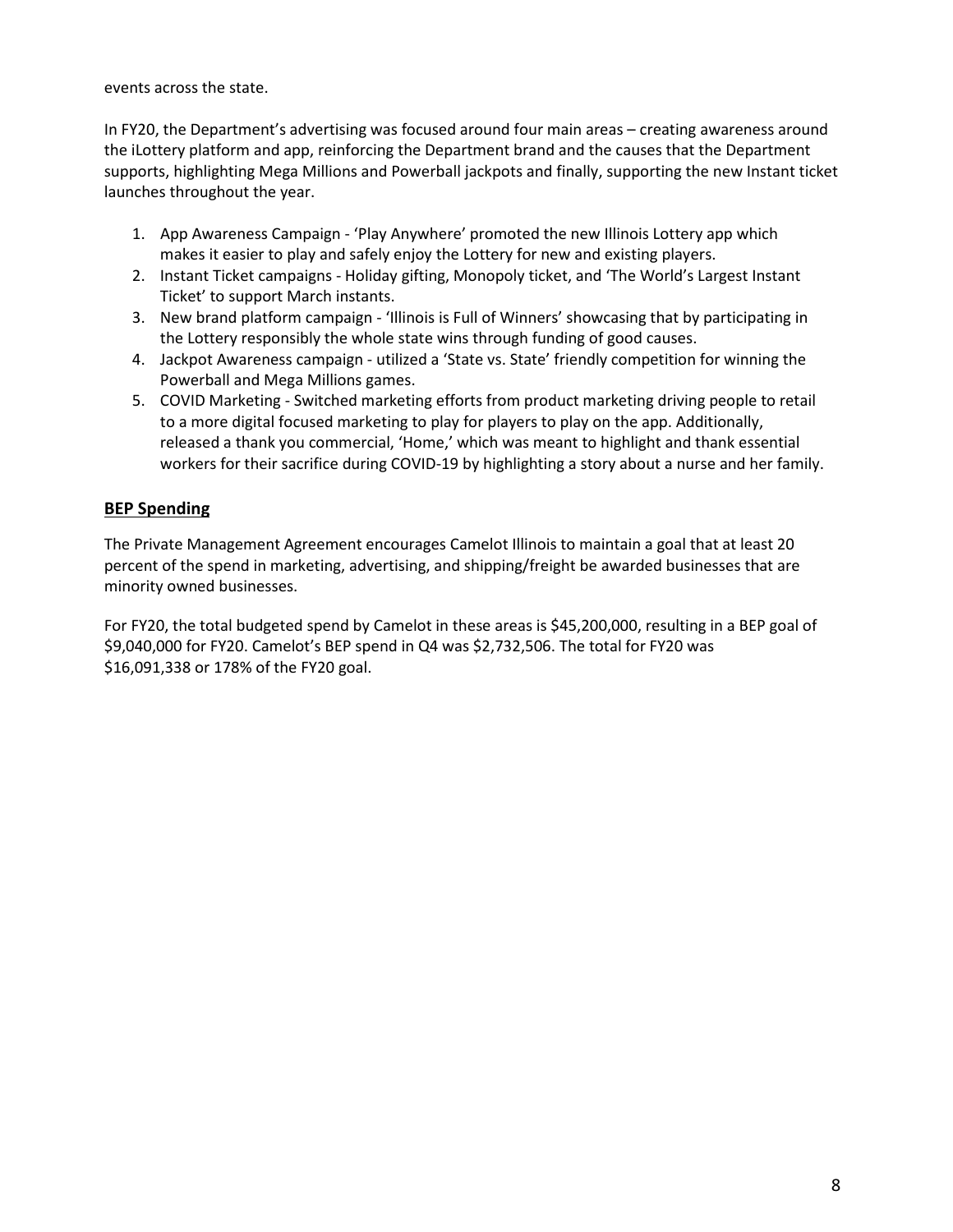events across the state.

In FY20, the Department's advertising was focused around four main areas – creating awareness around the iLottery platform and app, reinforcing the Department brand and the causes that the Department supports, highlighting Mega Millions and Powerball jackpots and finally, supporting the new Instant ticket launches throughout the year.

1. App Awareness Campaign - 'Play Anywhere' promoted the new Illinois Lottery app which makes it easier to play and safely enjoy the Lottery for new and existing players.
2. Instant Ticket campaigns - Holiday gifting, Monopoly ticket, and 'The World's Largest Instant Ticket' to support March instants.
3. New brand platform campaign - 'Illinois is Full of Winners' showcasing that by participating in the Lottery responsibly the whole state wins through funding of good causes.
4. Jackpot Awareness campaign - utilized a 'State vs. State' friendly competition for winning the Powerball and Mega Millions games.
5. COVID Marketing - Switched marketing efforts from product marketing driving people to retail to a more digital focused marketing to play for players to play on the app. Additionally, released a thank you commercial, 'Home,' which was meant to highlight and thank essential workers for their sacrifice during COVID-19 by highlighting a story about a nurse and her family.

## BEP Spending

The Private Management Agreement encourages Camelot Illinois to maintain a goal that at least 20 percent of the spend in marketing, advertising, and shipping/freight be awarded businesses that are minority owned businesses.

For FY20, the total budgeted spend by Camelot in these areas is $45,200,000, resulting in a BEP goal of $9,040,000 for FY20. Camelot's BEP spend in Q4 was $2,732,506. The total for FY20 was $16,091,338 or 178% of the FY20 goal.